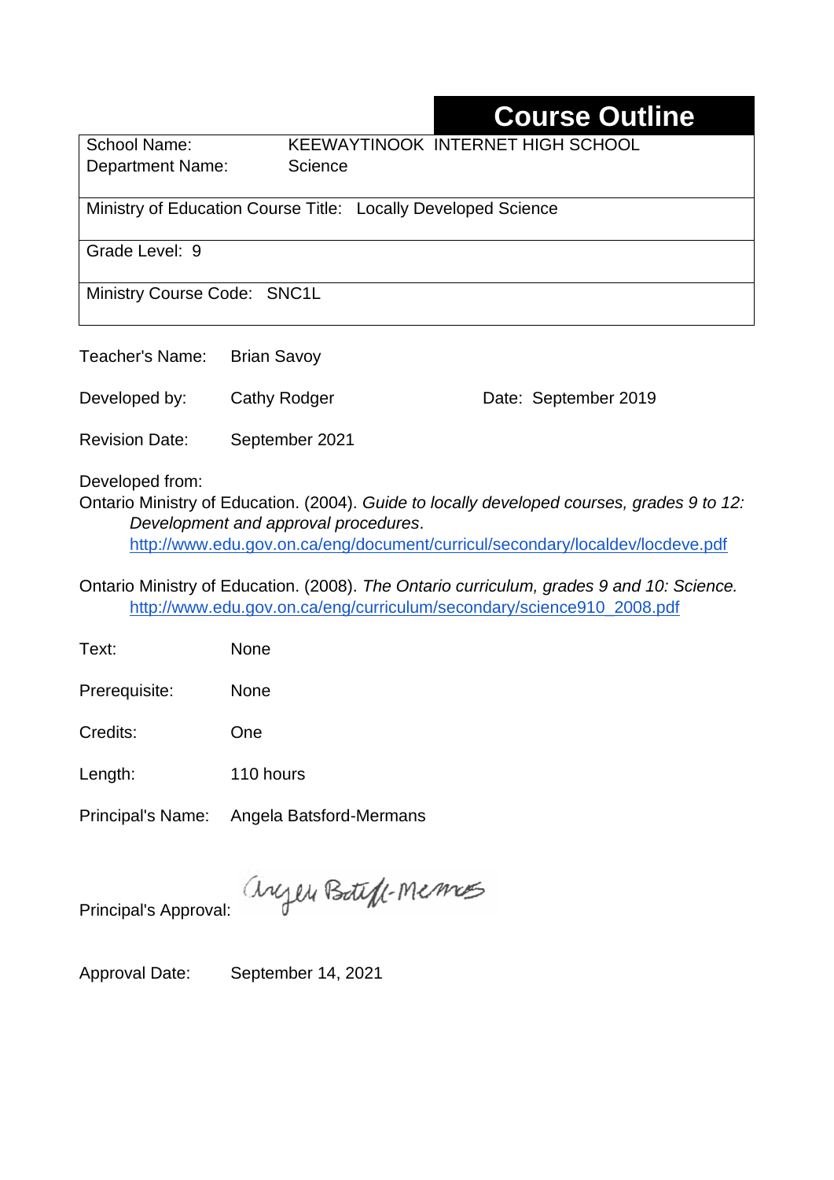# Course Outline

| School Name: | KEEWAYTINOOK INTERNET HIGH SCHOOL |
|---|---|
| Department Name: | Science |
| Ministry of Education Course Title: | Locally Developed Science |
| Grade Level: | 9 |
| Ministry Course Code: | SNC1L |

Teacher's Name: Brian Savoy

Developed by: Cathy Rodger Date: September 2019

Revision Date: September 2021

Developed from:

Ontario Ministry of Education. (2004). *Guide to locally developed courses, grades 9 to 12: Development and approval procedures*. http://www.edu.gov.on.ca/eng/document/curricul/secondary/localdev/locdeve.pdf

Ontario Ministry of Education. (2008). *The Ontario curriculum, grades 9 and 10: Science.* http://www.edu.gov.on.ca/eng/curriculum/secondary/science910_2008.pdf

Text: None

Prerequisite: None

Credits: One

Length: 110 hours

Principal's Name: Angela Batsford-Mermans

Principal's Approval: Angela Batsford-Mermans

Approval Date: September 14, 2021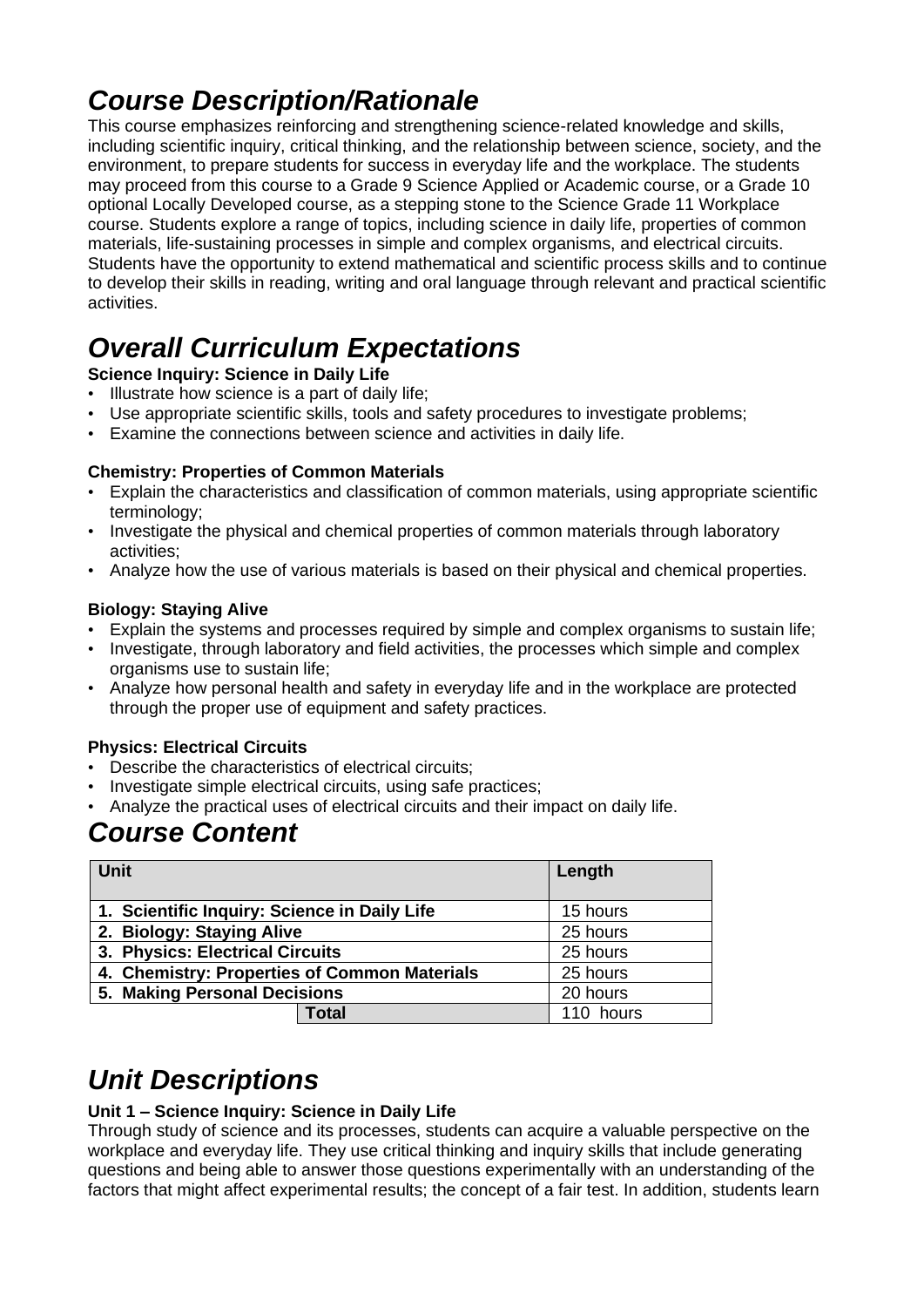## *Course Description/Rationale*

This course emphasizes reinforcing and strengthening science-related knowledge and skills, including scientific inquiry, critical thinking, and the relationship between science, society, and the environment, to prepare students for success in everyday life and the workplace. The students may proceed from this course to a Grade 9 Science Applied or Academic course, or a Grade 10 optional Locally Developed course, as a stepping stone to the Science Grade 11 Workplace course. Students explore a range of topics, including science in daily life, properties of common materials, life-sustaining processes in simple and complex organisms, and electrical circuits. Students have the opportunity to extend mathematical and scientific process skills and to continue to develop their skills in reading, writing and oral language through relevant and practical scientific activities.

## *Overall Curriculum Expectations*

**Science Inquiry: Science in Daily Life**

- Illustrate how science is a part of daily life;
- Use appropriate scientific skills, tools and safety procedures to investigate problems;
- Examine the connections between science and activities in daily life.

**Chemistry: Properties of Common Materials**

- Explain the characteristics and classification of common materials, using appropriate scientific terminology;
- Investigate the physical and chemical properties of common materials through laboratory activities;
- Analyze how the use of various materials is based on their physical and chemical properties.

**Biology: Staying Alive**

- Explain the systems and processes required by simple and complex organisms to sustain life;
- Investigate, through laboratory and field activities, the processes which simple and complex organisms use to sustain life;
- Analyze how personal health and safety in everyday life and in the workplace are protected through the proper use of equipment and safety practices.

**Physics: Electrical Circuits**

- Describe the characteristics of electrical circuits;
- Investigate simple electrical circuits, using safe practices;
- Analyze the practical uses of electrical circuits and their impact on daily life.

## *Course Content*

| Unit | Length |
|---|---|
| **1. Scientific Inquiry: Science in Daily Life** | 15 hours |
| **2. Biology: Staying Alive** | 25 hours |
| **3. Physics: Electrical Circuits** | 25 hours |
| **4. Chemistry: Properties of Common Materials** | 25 hours |
| **5. Making Personal Decisions** | 20 hours |
| **Total** | 110 hours |

## *Unit Descriptions*

**Unit 1 – Science Inquiry: Science in Daily Life**

Through study of science and its processes, students can acquire a valuable perspective on the workplace and everyday life. They use critical thinking and inquiry skills that include generating questions and being able to answer those questions experimentally with an understanding of the factors that might affect experimental results; the concept of a fair test. In addition, students learn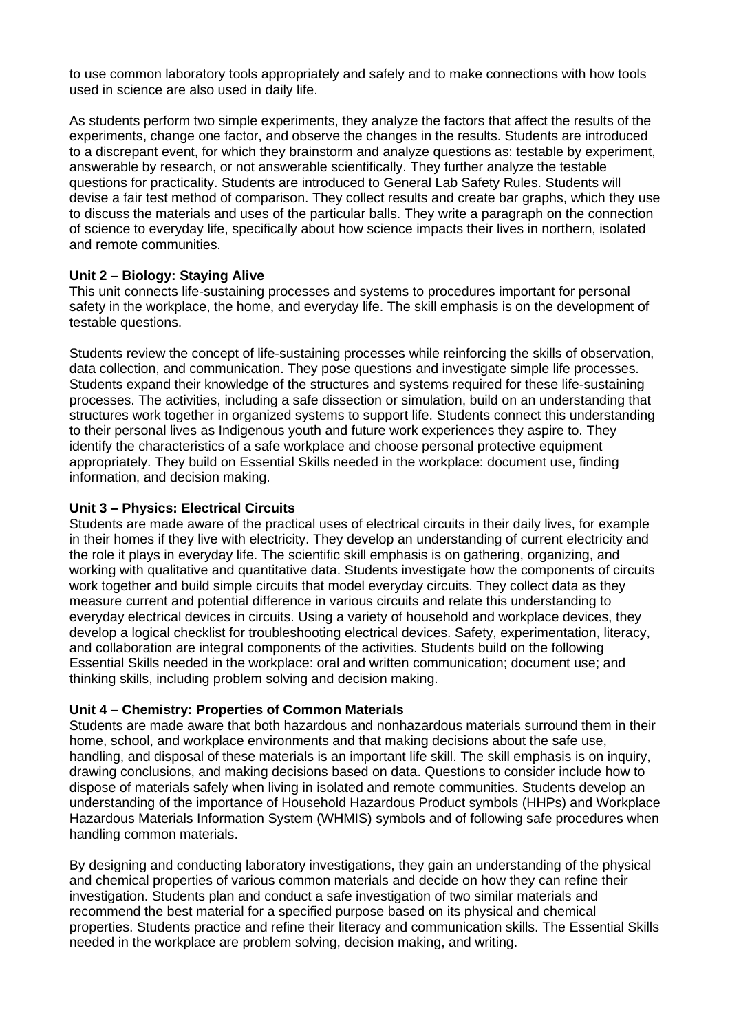to use common laboratory tools appropriately and safely and to make connections with how tools used in science are also used in daily life.

As students perform two simple experiments, they analyze the factors that affect the results of the experiments, change one factor, and observe the changes in the results. Students are introduced to a discrepant event, for which they brainstorm and analyze questions as: testable by experiment, answerable by research, or not answerable scientifically. They further analyze the testable questions for practicality. Students are introduced to General Lab Safety Rules. Students will devise a fair test method of comparison. They collect results and create bar graphs, which they use to discuss the materials and uses of the particular balls. They write a paragraph on the connection of science to everyday life, specifically about how science impacts their lives in northern, isolated and remote communities.

**Unit 2 – Biology: Staying Alive**

This unit connects life-sustaining processes and systems to procedures important for personal safety in the workplace, the home, and everyday life. The skill emphasis is on the development of testable questions.

Students review the concept of life-sustaining processes while reinforcing the skills of observation, data collection, and communication. They pose questions and investigate simple life processes. Students expand their knowledge of the structures and systems required for these life-sustaining processes. The activities, including a safe dissection or simulation, build on an understanding that structures work together in organized systems to support life. Students connect this understanding to their personal lives as Indigenous youth and future work experiences they aspire to. They identify the characteristics of a safe workplace and choose personal protective equipment appropriately. They build on Essential Skills needed in the workplace: document use, finding information, and decision making.

**Unit 3 – Physics: Electrical Circuits**

Students are made aware of the practical uses of electrical circuits in their daily lives, for example in their homes if they live with electricity. They develop an understanding of current electricity and the role it plays in everyday life. The scientific skill emphasis is on gathering, organizing, and working with qualitative and quantitative data. Students investigate how the components of circuits work together and build simple circuits that model everyday circuits. They collect data as they measure current and potential difference in various circuits and relate this understanding to everyday electrical devices in circuits. Using a variety of household and workplace devices, they develop a logical checklist for troubleshooting electrical devices. Safety, experimentation, literacy, and collaboration are integral components of the activities. Students build on the following Essential Skills needed in the workplace: oral and written communication; document use; and thinking skills, including problem solving and decision making.

**Unit 4 – Chemistry: Properties of Common Materials**

Students are made aware that both hazardous and nonhazardous materials surround them in their home, school, and workplace environments and that making decisions about the safe use, handling, and disposal of these materials is an important life skill. The skill emphasis is on inquiry, drawing conclusions, and making decisions based on data. Questions to consider include how to dispose of materials safely when living in isolated and remote communities. Students develop an understanding of the importance of Household Hazardous Product symbols (HHPs) and Workplace Hazardous Materials Information System (WHMIS) symbols and of following safe procedures when handling common materials.

By designing and conducting laboratory investigations, they gain an understanding of the physical and chemical properties of various common materials and decide on how they can refine their investigation. Students plan and conduct a safe investigation of two similar materials and recommend the best material for a specified purpose based on its physical and chemical properties. Students practice and refine their literacy and communication skills. The Essential Skills needed in the workplace are problem solving, decision making, and writing.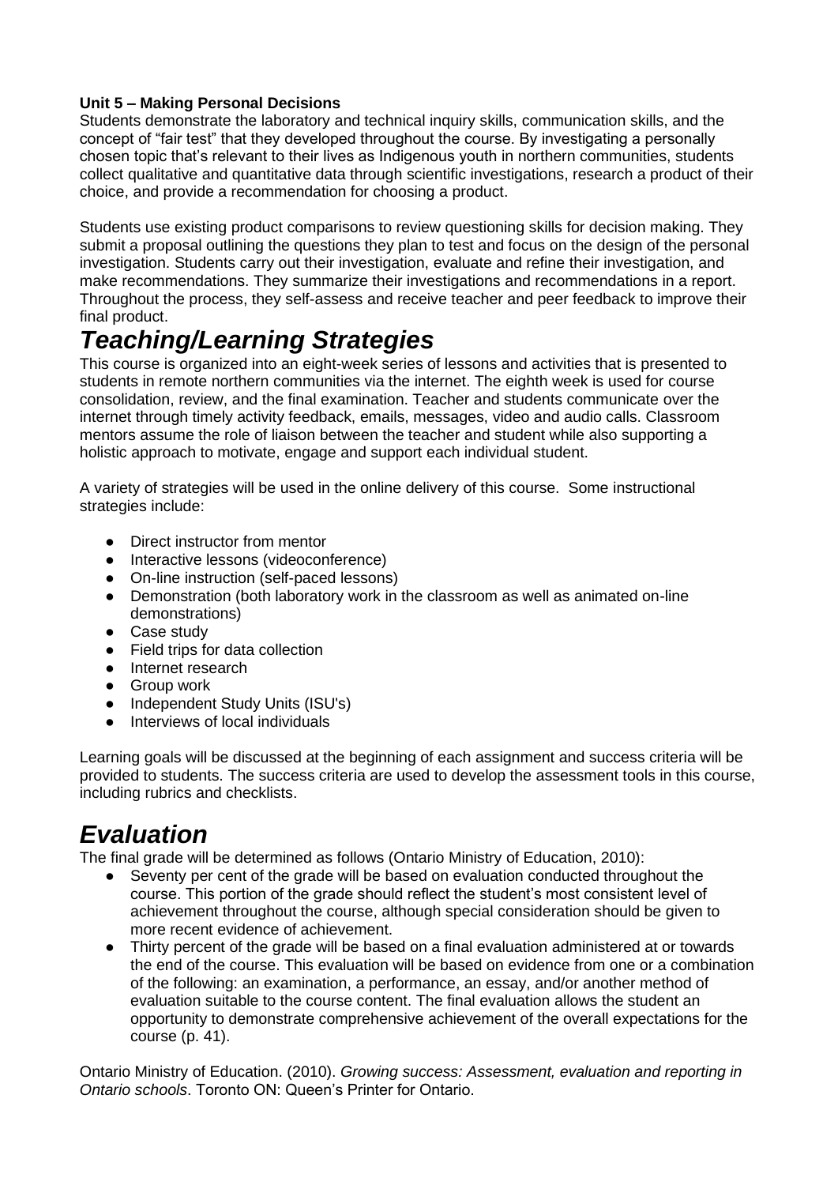**Unit 5 – Making Personal Decisions**

Students demonstrate the laboratory and technical inquiry skills, communication skills, and the concept of "fair test" that they developed throughout the course. By investigating a personally chosen topic that's relevant to their lives as Indigenous youth in northern communities, students collect qualitative and quantitative data through scientific investigations, research a product of their choice, and provide a recommendation for choosing a product.

Students use existing product comparisons to review questioning skills for decision making. They submit a proposal outlining the questions they plan to test and focus on the design of the personal investigation. Students carry out their investigation, evaluate and refine their investigation, and make recommendations. They summarize their investigations and recommendations in a report. Throughout the process, they self-assess and receive teacher and peer feedback to improve their final product.

# *Teaching/Learning Strategies*

This course is organized into an eight-week series of lessons and activities that is presented to students in remote northern communities via the internet. The eighth week is used for course consolidation, review, and the final examination. Teacher and students communicate over the internet through timely activity feedback, emails, messages, video and audio calls. Classroom mentors assume the role of liaison between the teacher and student while also supporting a holistic approach to motivate, engage and support each individual student.

A variety of strategies will be used in the online delivery of this course. Some instructional strategies include:

- Direct instructor from mentor
- Interactive lessons (videoconference)
- On-line instruction (self-paced lessons)
- Demonstration (both laboratory work in the classroom as well as animated on-line demonstrations)
- Case study
- Field trips for data collection
- Internet research
- Group work
- Independent Study Units (ISU's)
- Interviews of local individuals

Learning goals will be discussed at the beginning of each assignment and success criteria will be provided to students. The success criteria are used to develop the assessment tools in this course, including rubrics and checklists.

# *Evaluation*

The final grade will be determined as follows (Ontario Ministry of Education, 2010):

- Seventy per cent of the grade will be based on evaluation conducted throughout the course. This portion of the grade should reflect the student's most consistent level of achievement throughout the course, although special consideration should be given to more recent evidence of achievement.
- Thirty percent of the grade will be based on a final evaluation administered at or towards the end of the course. This evaluation will be based on evidence from one or a combination of the following: an examination, a performance, an essay, and/or another method of evaluation suitable to the course content. The final evaluation allows the student an opportunity to demonstrate comprehensive achievement of the overall expectations for the course (p. 41).

Ontario Ministry of Education. (2010). *Growing success: Assessment, evaluation and reporting in Ontario schools*. Toronto ON: Queen's Printer for Ontario.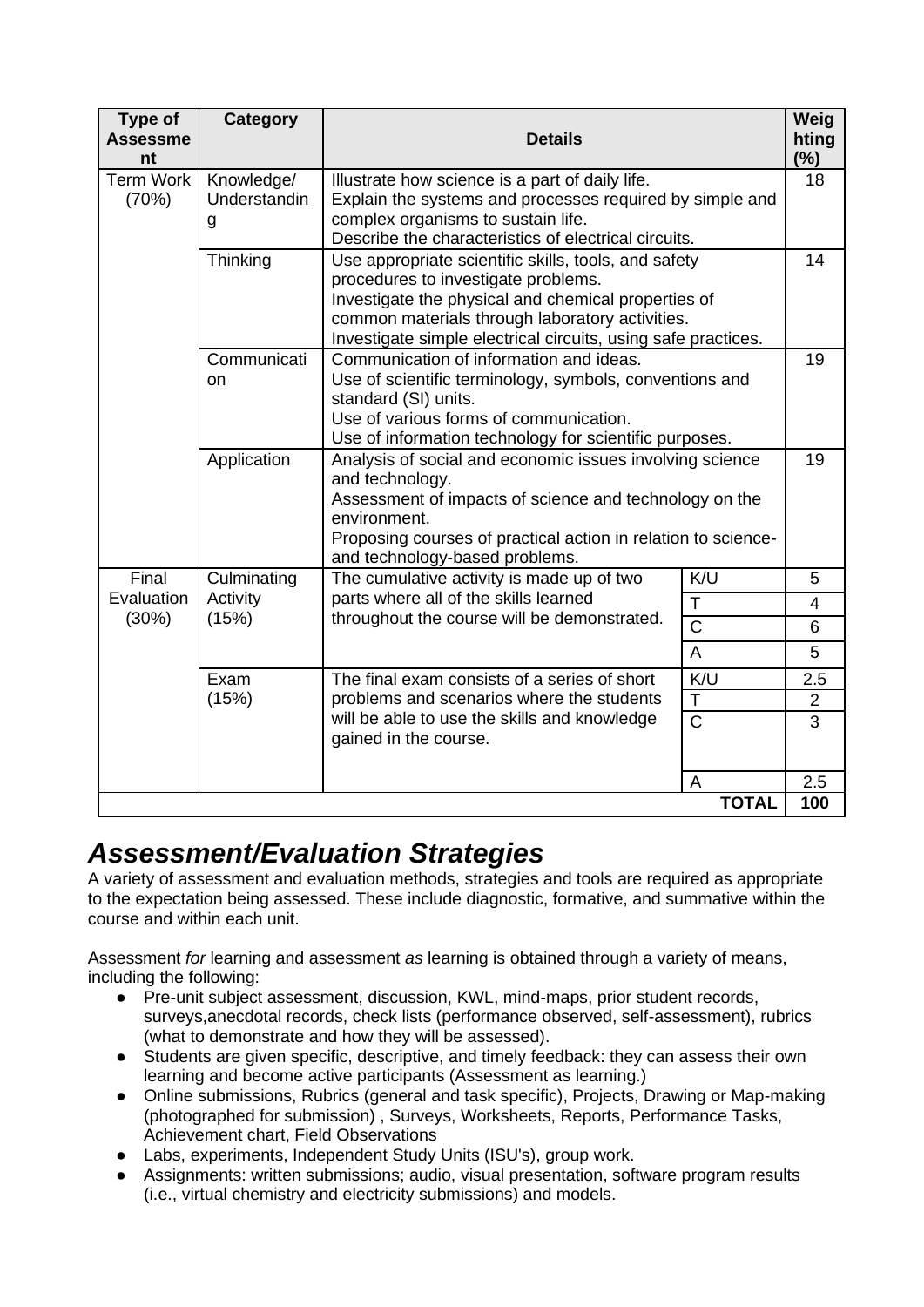| Type of Assessment | Category | Details | | Weighting (%) |
|---|---|---|---|---|
| Term Work (70%) | Knowledge/ Understanding | Illustrate how science is a part of daily life. Explain the systems and processes required by simple and complex organisms to sustain life. Describe the characteristics of electrical circuits. | | 18 |
| | Thinking | Use appropriate scientific skills, tools, and safety procedures to investigate problems. Investigate the physical and chemical properties of common materials through laboratory activities. Investigate simple electrical circuits, using safe practices. | | 14 |
| | Communication | Communication of information and ideas. Use of scientific terminology, symbols, conventions and standard (SI) units. Use of various forms of communication. Use of information technology for scientific purposes. | | 19 |
| | Application | Analysis of social and economic issues involving science and technology. Assessment of impacts of science and technology on the environment. Proposing courses of practical action in relation to science-and technology-based problems. | | 19 |
| Final Evaluation (30%) | Culminating Activity (15%) | The cumulative activity is made up of two parts where all of the skills learned throughout the course will be demonstrated. | K/U | 5 |
| | | | T | 4 |
| | | | C | 6 |
| | | | A | 5 |
| | Exam (15%) | The final exam consists of a series of short problems and scenarios where the students will be able to use the skills and knowledge gained in the course. | K/U | 2.5 |
| | | | T | 2 |
| | | | C | 3 |
| | | | A | 2.5 |
| | | | **TOTAL** | **100** |

## *Assessment/Evaluation Strategies*

A variety of assessment and evaluation methods, strategies and tools are required as appropriate to the expectation being assessed. These include diagnostic, formative, and summative within the course and within each unit.

Assessment *for* learning and assessment *as* learning is obtained through a variety of means, including the following:

- Pre-unit subject assessment, discussion, KWL, mind-maps, prior student records, surveys,anecdotal records, check lists (performance observed, self-assessment), rubrics (what to demonstrate and how they will be assessed).
- Students are given specific, descriptive, and timely feedback: they can assess their own learning and become active participants (Assessment as learning.)
- Online submissions, Rubrics (general and task specific), Projects, Drawing or Map-making (photographed for submission) , Surveys, Worksheets, Reports, Performance Tasks, Achievement chart, Field Observations
- Labs, experiments, Independent Study Units (ISU's), group work.
- Assignments: written submissions; audio, visual presentation, software program results (i.e., virtual chemistry and electricity submissions) and models.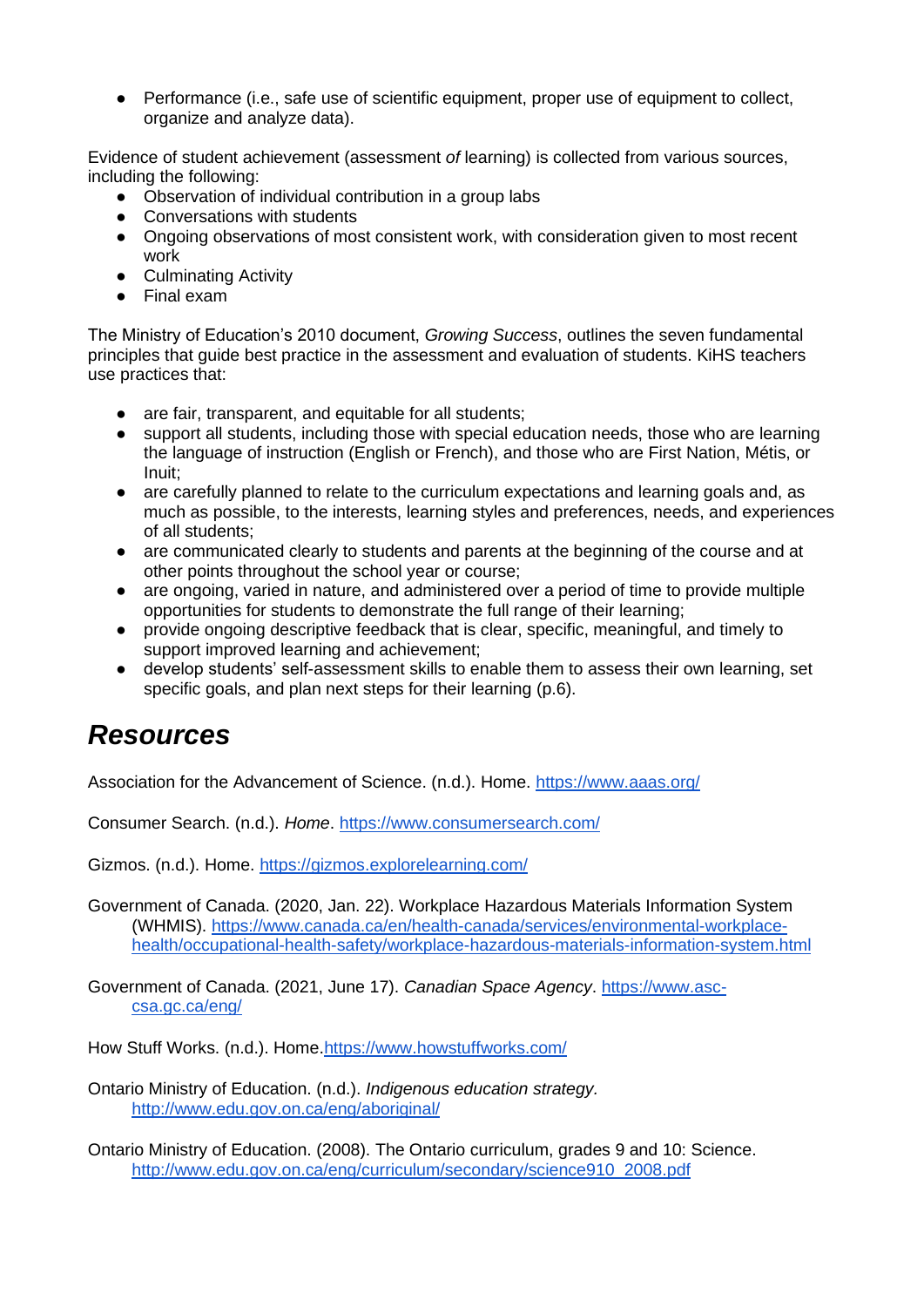- Performance (i.e., safe use of scientific equipment, proper use of equipment to collect, organize and analyze data).

Evidence of student achievement (assessment *of* learning) is collected from various sources, including the following:

- Observation of individual contribution in a group labs
- Conversations with students
- Ongoing observations of most consistent work, with consideration given to most recent work
- Culminating Activity
- Final exam

The Ministry of Education's 2010 document, *Growing Success*, outlines the seven fundamental principles that guide best practice in the assessment and evaluation of students. KiHS teachers use practices that:

- are fair, transparent, and equitable for all students;
- support all students, including those with special education needs, those who are learning the language of instruction (English or French), and those who are First Nation, Métis, or Inuit;
- are carefully planned to relate to the curriculum expectations and learning goals and, as much as possible, to the interests, learning styles and preferences, needs, and experiences of all students;
- are communicated clearly to students and parents at the beginning of the course and at other points throughout the school year or course;
- are ongoing, varied in nature, and administered over a period of time to provide multiple opportunities for students to demonstrate the full range of their learning;
- provide ongoing descriptive feedback that is clear, specific, meaningful, and timely to support improved learning and achievement;
- develop students' self-assessment skills to enable them to assess their own learning, set specific goals, and plan next steps for their learning (p.6).

# ***Resources***

Association for the Advancement of Science. (n.d.). Home. https://www.aaas.org/

Consumer Search. (n.d.). *Home*. https://www.consumersearch.com/

Gizmos. (n.d.). Home. https://gizmos.explorelearning.com/

Government of Canada. (2020, Jan. 22). Workplace Hazardous Materials Information System (WHMIS). https://www.canada.ca/en/health-canada/services/environmental-workplace-health/occupational-health-safety/workplace-hazardous-materials-information-system.html

Government of Canada. (2021, June 17). *Canadian Space Agency*. https://www.asc-csa.gc.ca/eng/

How Stuff Works. (n.d.). Home.https://www.howstuffworks.com/

Ontario Ministry of Education. (n.d.). *Indigenous education strategy.* http://www.edu.gov.on.ca/eng/aboriginal/

Ontario Ministry of Education. (2008). The Ontario curriculum, grades 9 and 10: Science. http://www.edu.gov.on.ca/eng/curriculum/secondary/science910_2008.pdf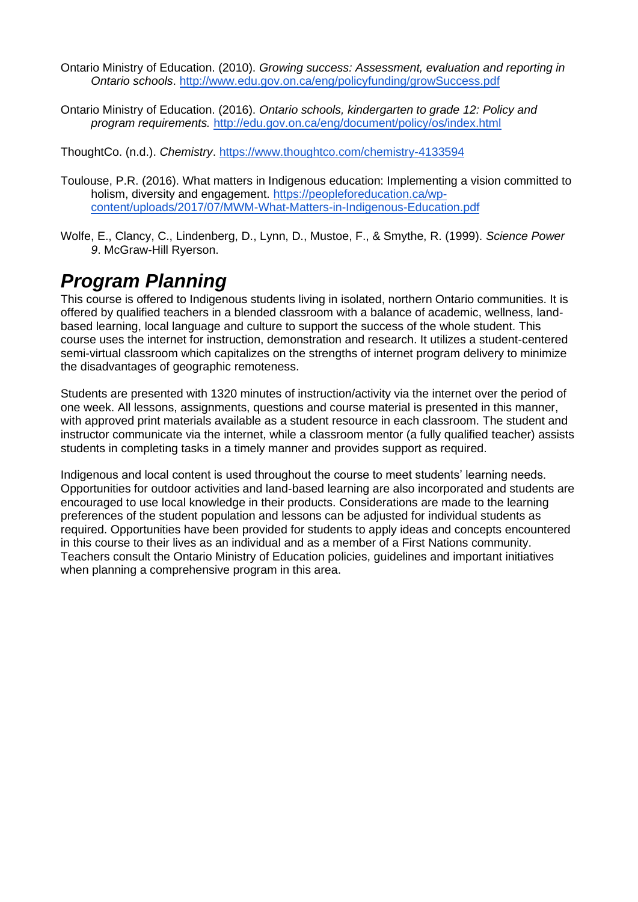Ontario Ministry of Education. (2010). *Growing success: Assessment, evaluation and reporting in Ontario schools*. http://www.edu.gov.on.ca/eng/policyfunding/growSuccess.pdf

Ontario Ministry of Education. (2016). *Ontario schools, kindergarten to grade 12: Policy and program requirements.* http://edu.gov.on.ca/eng/document/policy/os/index.html

ThoughtCo. (n.d.). *Chemistry*. https://www.thoughtco.com/chemistry-4133594

Toulouse, P.R. (2016). What matters in Indigenous education: Implementing a vision committed to holism, diversity and engagement. https://peopleforeducation.ca/wp-content/uploads/2017/07/MWM-What-Matters-in-Indigenous-Education.pdf

Wolfe, E., Clancy, C., Lindenberg, D., Lynn, D., Mustoe, F., & Smythe, R. (1999). *Science Power 9*. McGraw-Hill Ryerson.

## *Program Planning*

This course is offered to Indigenous students living in isolated, northern Ontario communities. It is offered by qualified teachers in a blended classroom with a balance of academic, wellness, land-based learning, local language and culture to support the success of the whole student. This course uses the internet for instruction, demonstration and research. It utilizes a student-centered semi-virtual classroom which capitalizes on the strengths of internet program delivery to minimize the disadvantages of geographic remoteness.

Students are presented with 1320 minutes of instruction/activity via the internet over the period of one week. All lessons, assignments, questions and course material is presented in this manner, with approved print materials available as a student resource in each classroom. The student and instructor communicate via the internet, while a classroom mentor (a fully qualified teacher) assists students in completing tasks in a timely manner and provides support as required.

Indigenous and local content is used throughout the course to meet students' learning needs. Opportunities for outdoor activities and land-based learning are also incorporated and students are encouraged to use local knowledge in their products. Considerations are made to the learning preferences of the student population and lessons can be adjusted for individual students as required. Opportunities have been provided for students to apply ideas and concepts encountered in this course to their lives as an individual and as a member of a First Nations community. Teachers consult the Ontario Ministry of Education policies, guidelines and important initiatives when planning a comprehensive program in this area.